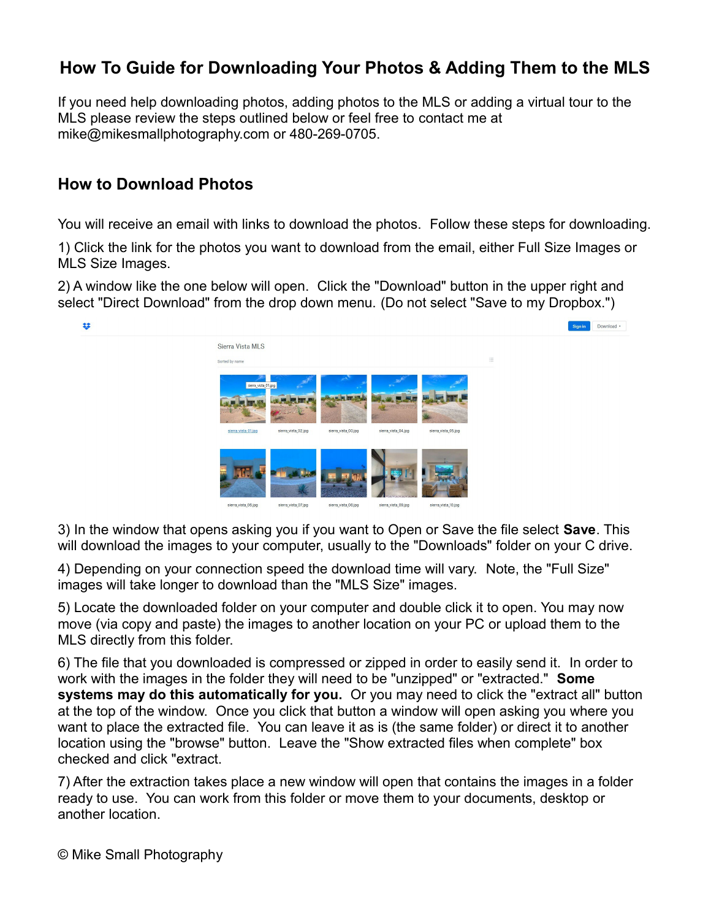# How To Guide for Downloading Your Photos & Adding Them to the MLS

If you need help downloading photos, adding photos to the MLS or adding a virtual tour to the MLS please review the steps outlined below or feel free to contact me at mike@mikesmallphotography.com or 480-269-0705.

## How to Download Photos

You will receive an email with links to download the photos. Follow these steps for downloading.

1) Click the link for the photos you want to download from the email, either Full Size Images or MLS Size Images.

2) A window like the one below will open. Click the "Download" button in the upper right and select "Direct Download" from the drop down menu. (Do not select "Save to my Dropbox.")

3) In the window that opens asking you if you want to Open or Save the file select **Save**. This will download the images to your computer, usually to the "Downloads" folder on your C drive.

4) Depending on your connection speed the download time will vary. Note, the "Full Size" images will take longer to download than the "MLS Size" images.

5) Locate the downloaded folder on your computer and double click it to open. You may now move (via copy and paste) the images to another location on your PC or upload them to the MLS directly from this folder.

6) The file that you downloaded is compressed or zipped in order to easily send it. In order to work with the images in the folder they will need to be "unzipped" or "extracted." **Some systems may do this automatically for you.** Or you may need to click the "extract all" button at the top of the window. Once you click that button a window will open asking you where you want to place the extracted file. You can leave it as is (the same folder) or direct it to another location using the "browse" button. Leave the "Show extracted files when complete" box checked and click "extract.

7) After the extraction takes place a new window will open that contains the images in a folder ready to use. You can work from this folder or move them to your documents, desktop or another location.

© Mike Small Photography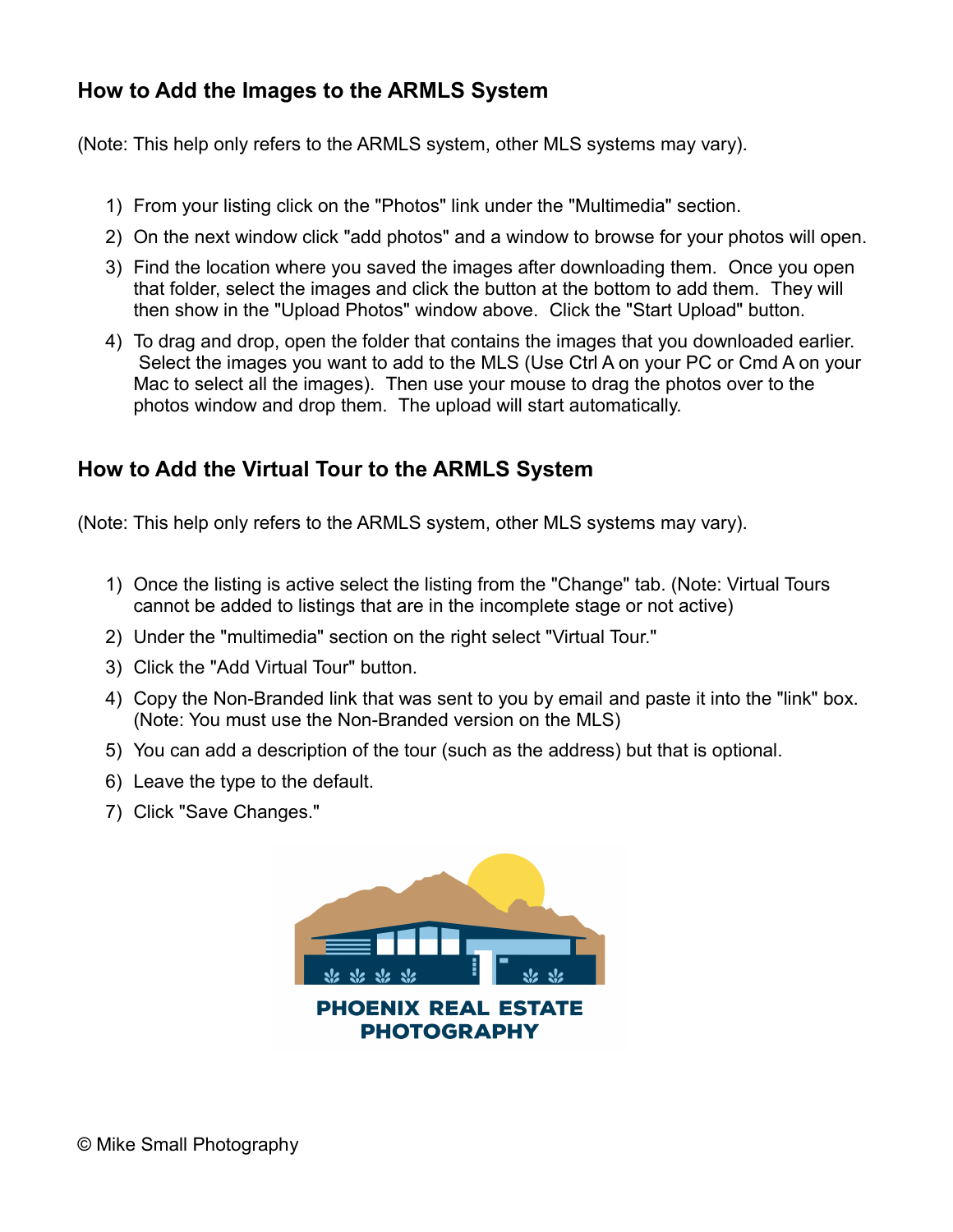## How to Add the Images to the ARMLS System

(Note: This help only refers to the ARMLS system, other MLS systems may vary).

1) From your listing click on the "Photos" link under the "Multimedia" section.
2) On the next window click "add photos" and a window to browse for your photos will open.
3) Find the location where you saved the images after downloading them. Once you open that folder, select the images and click the button at the bottom to add them. They will then show in the "Upload Photos" window above. Click the "Start Upload" button.
4) To drag and drop, open the folder that contains the images that you downloaded earlier. Select the images you want to add to the MLS (Use Ctrl A on your PC or Cmd A on your Mac to select all the images). Then use your mouse to drag the photos over to the photos window and drop them. The upload will start automatically.

## How to Add the Virtual Tour to the ARMLS System

(Note: This help only refers to the ARMLS system, other MLS systems may vary).

1) Once the listing is active select the listing from the "Change" tab. (Note: Virtual Tours cannot be added to listings that are in the incomplete stage or not active)
2) Under the "multimedia" section on the right select "Virtual Tour."
3) Click the "Add Virtual Tour" button.
4) Copy the Non-Branded link that was sent to you by email and paste it into the "link" box. (Note: You must use the Non-Branded version on the MLS)
5) You can add a description of the tour (such as the address) but that is optional.
6) Leave the type to the default.
7) Click "Save Changes."

PHOENIX REAL ESTATE PHOTOGRAPHY

© Mike Small Photography